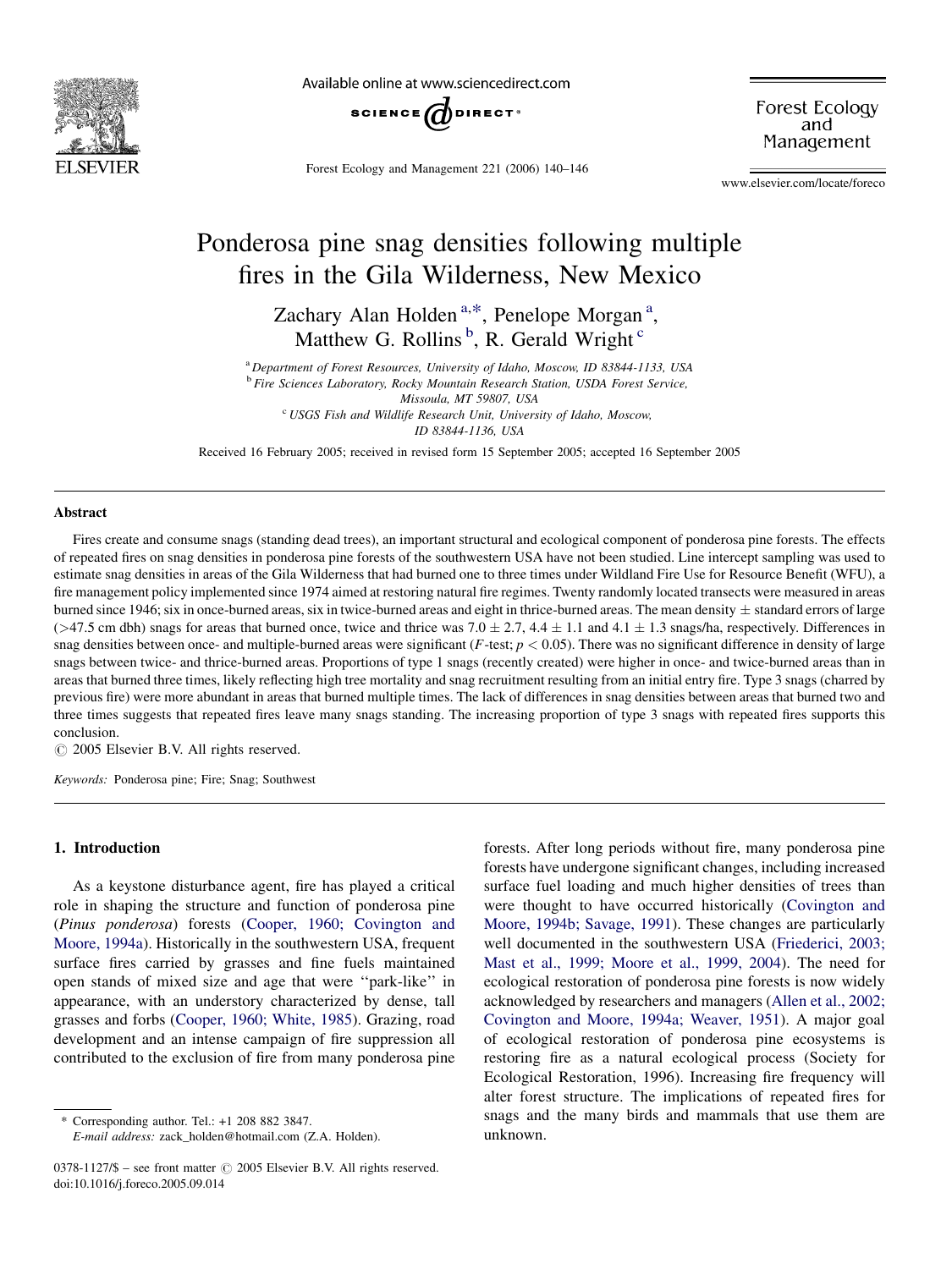# Ponderosa pine snag densities following multiple fires in the Gila Wilderness, New Mexico

Zachary Alan Holden [a,*], Penelope Morgan [a], Matthew G. Rollins [b], R. Gerald Wright [c]

[a] Department of Forest Resources, University of Idaho, Moscow, ID 83844-1133, USA
[b] Fire Sciences Laboratory, Rocky Mountain Research Station, USDA Forest Service, Missoula, MT 59807, USA
[c] USGS Fish and Wildlife Research Unit, University of Idaho, Moscow, ID 83844-1136, USA

Received 16 February 2005; received in revised form 15 September 2005; accepted 16 September 2005

## Abstract

Fires create and consume snags (standing dead trees), an important structural and ecological component of ponderosa pine forests. The effects of repeated fires on snag densities in ponderosa pine forests of the southwestern USA have not been studied. Line intercept sampling was used to estimate snag densities in areas of the Gila Wilderness that had burned one to three times under Wildland Fire Use for Resource Benefit (WFU), a fire management policy implemented since 1974 aimed at restoring natural fire regimes. Twenty randomly located transects were measured in areas burned since 1946; six in once-burned areas, six in twice-burned areas and eight in thrice-burned areas. The mean density $\pm$ standard errors of large (>47.5 cm dbh) snags for areas that burned once, twice and thrice was $7.0 \pm 2.7$, $4.4 \pm 1.1$ and $4.1 \pm 1.3$ snags/ha, respectively. Differences in snag densities between once- and multiple-burned areas were significant ($F$-test; $p < 0.05$). There was no significant difference in density of large snags between twice- and thrice-burned areas. Proportions of type 1 snags (recently created) were higher in once- and twice-burned areas than in areas that burned three times, likely reflecting high tree mortality and snag recruitment resulting from an initial entry fire. Type 3 snags (charred by previous fire) were more abundant in areas that burned multiple times. The lack of differences in snag densities between areas that burned two and three times suggests that repeated fires leave many snags standing. The increasing proportion of type 3 snags with repeated fires supports this conclusion.

© 2005 Elsevier B.V. All rights reserved.

*Keywords:* Ponderosa pine; Fire; Snag; Southwest

## 1. Introduction

As a keystone disturbance agent, fire has played a critical role in shaping the structure and function of ponderosa pine (*Pinus ponderosa*) forests (Cooper, 1960; Covington and Moore, 1994a). Historically in the southwestern USA, frequent surface fires carried by grasses and fine fuels maintained open stands of mixed size and age that were ''park-like'' in appearance, with an understory characterized by dense, tall grasses and forbs (Cooper, 1960; White, 1985). Grazing, road development and an intense campaign of fire suppression all contributed to the exclusion of fire from many ponderosa pine forests. After long periods without fire, many ponderosa pine forests have undergone significant changes, including increased surface fuel loading and much higher densities of trees than were thought to have occurred historically (Covington and Moore, 1994b; Savage, 1991). These changes are particularly well documented in the southwestern USA (Friederici, 2003; Mast et al., 1999; Moore et al., 1999, 2004). The need for ecological restoration of ponderosa pine forests is now widely acknowledged by researchers and managers (Allen et al., 2002; Covington and Moore, 1994a; Weaver, 1951). A major goal of ecological restoration of ponderosa pine ecosystems is restoring fire as a natural ecological process (Society for Ecological Restoration, 1996). Increasing fire frequency will alter forest structure. The implications of repeated fires for snags and the many birds and mammals that use them are unknown.

\* Corresponding author. Tel.: +1 208 882 3847.
*E-mail address:* zack_holden@hotmail.com (Z.A. Holden).

0378-1127/$ – see front matter © 2005 Elsevier B.V. All rights reserved.
doi:10.1016/j.foreco.2005.09.014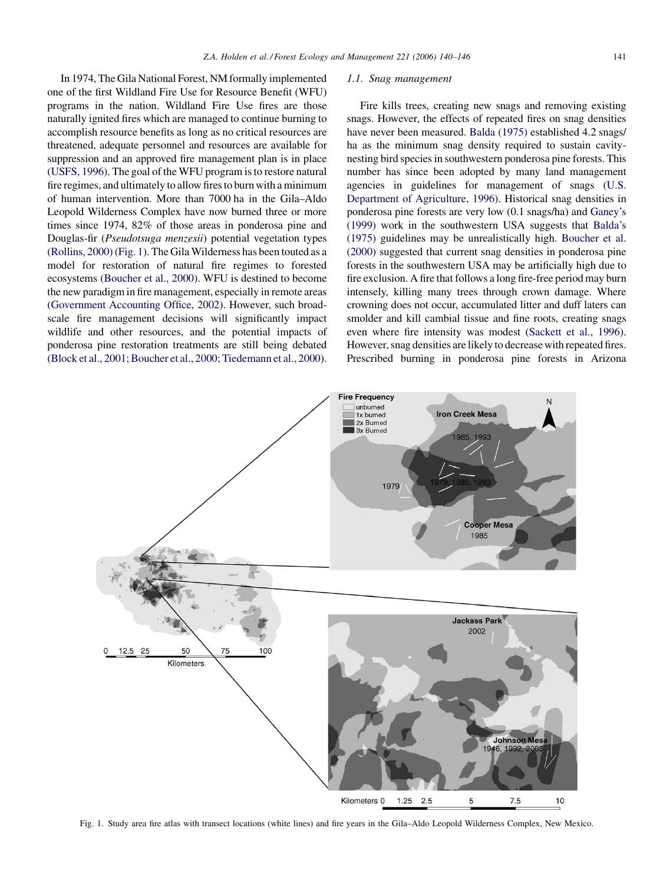In 1974, The Gila National Forest, NM formally implemented one of the first Wildland Fire Use for Resource Benefit (WFU) programs in the nation. Wildland Fire Use fires are those naturally ignited fires which are managed to continue burning to accomplish resource benefits as long as no critical resources are threatened, adequate personnel and resources are available for suppression and an approved fire management plan is in place (USFS, 1996). The goal of the WFU program is to restore natural fire regimes, and ultimately to allow fires to burn with a minimum of human intervention. More than 7000 ha in the Gila–Aldo Leopold Wilderness Complex have now burned three or more times since 1974, 82% of those areas in ponderosa pine and Douglas-fir (*Pseudotsuga menzesii*) potential vegetation types (Rollins, 2000) (Fig. 1). The Gila Wilderness has been touted as a model for restoration of natural fire regimes to forested ecosystems (Boucher et al., 2000). WFU is destined to become the new paradigm in fire management, especially in remote areas (Government Accounting Office, 2002). However, such broad-scale fire management decisions will significantly impact wildlife and other resources, and the potential impacts of ponderosa pine restoration treatments are still being debated (Block et al., 2001; Boucher et al., 2000; Tiedemann et al., 2000).

### 1.1. Snag management

Fire kills trees, creating new snags and removing existing snags. However, the effects of repeated fires on snag densities have never been measured. Balda (1975) established 4.2 snags/ha as the minimum snag density required to sustain cavity-nesting bird species in southwestern ponderosa pine forests. This number has since been adopted by many land management agencies in guidelines for management of snags (U.S. Department of Agriculture, 1996). Historical snag densities in ponderosa pine forests are very low (0.1 snags/ha) and Ganey's (1999) work in the southwestern USA suggests that Balda's (1975) guidelines may be unrealistically high. Boucher et al. (2000) suggested that current snag densities in ponderosa pine forests in the southwestern USA may be artificially high due to fire exclusion. A fire that follows a long fire-free period may burn intensely, killing many trees through crown damage. Where crowning does not occur, accumulated litter and duff laters can smolder and kill cambial tissue and fine roots, creating snags even where fire intensity was modest (Sackett et al., 1996). However, snag densities are likely to decrease with repeated fires. Prescribed burning in ponderosa pine forests in Arizona

Fig. 1. Study area fire atlas with transect locations (white lines) and fire years in the Gila–Aldo Leopold Wilderness Complex, New Mexico.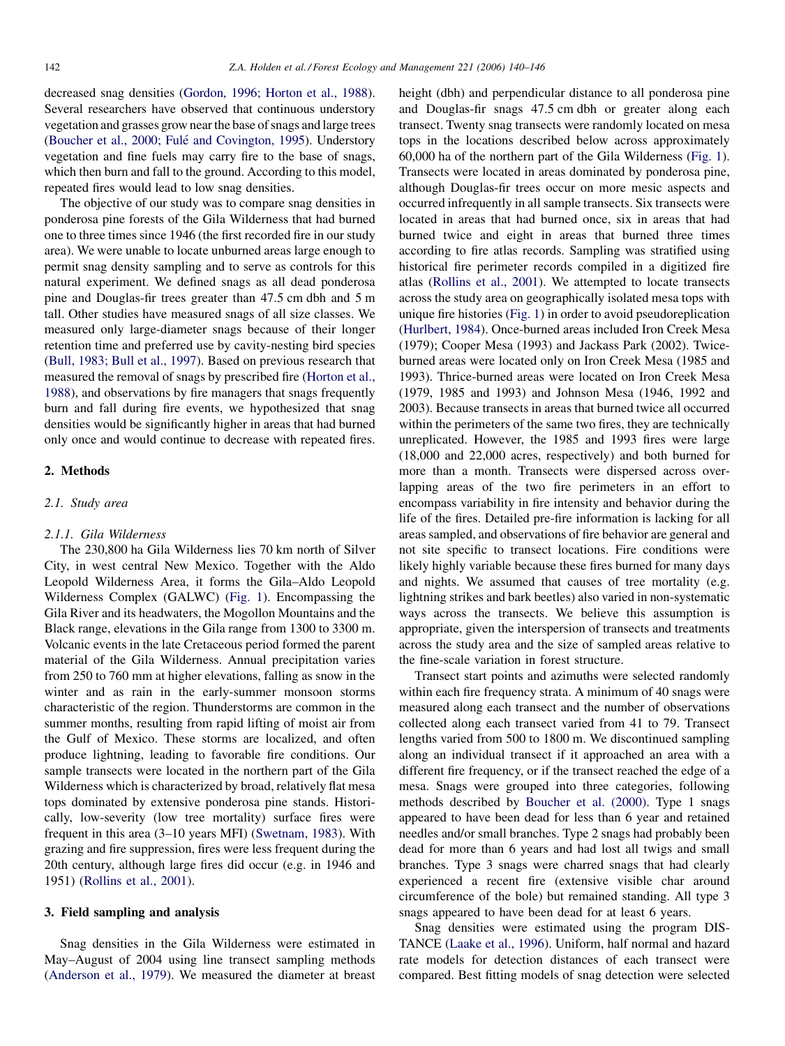decreased snag densities (Gordon, 1996; Horton et al., 1988). Several researchers have observed that continuous understory vegetation and grasses grow near the base of snags and large trees (Boucher et al., 2000; Fulé and Covington, 1995). Understory vegetation and fine fuels may carry fire to the base of snags, which then burn and fall to the ground. According to this model, repeated fires would lead to low snag densities.

The objective of our study was to compare snag densities in ponderosa pine forests of the Gila Wilderness that had burned one to three times since 1946 (the first recorded fire in our study area). We were unable to locate unburned areas large enough to permit snag density sampling and to serve as controls for this natural experiment. We defined snags as all dead ponderosa pine and Douglas-fir trees greater than 47.5 cm dbh and 5 m tall. Other studies have measured snags of all size classes. We measured only large-diameter snags because of their longer retention time and preferred use by cavity-nesting bird species (Bull, 1983; Bull et al., 1997). Based on previous research that measured the removal of snags by prescribed fire (Horton et al., 1988), and observations by fire managers that snags frequently burn and fall during fire events, we hypothesized that snag densities would be significantly higher in areas that had burned only once and would continue to decrease with repeated fires.

## 2. Methods

### 2.1. Study area

#### 2.1.1. Gila Wilderness

The 230,800 ha Gila Wilderness lies 70 km north of Silver City, in west central New Mexico. Together with the Aldo Leopold Wilderness Area, it forms the Gila–Aldo Leopold Wilderness Complex (GALWC) (Fig. 1). Encompassing the Gila River and its headwaters, the Mogollon Mountains and the Black range, elevations in the Gila range from 1300 to 3300 m. Volcanic events in the late Cretaceous period formed the parent material of the Gila Wilderness. Annual precipitation varies from 250 to 760 mm at higher elevations, falling as snow in the winter and as rain in the early-summer monsoon storms characteristic of the region. Thunderstorms are common in the summer months, resulting from rapid lifting of moist air from the Gulf of Mexico. These storms are localized, and often produce lightning, leading to favorable fire conditions. Our sample transects were located in the northern part of the Gila Wilderness which is characterized by broad, relatively flat mesa tops dominated by extensive ponderosa pine stands. Historically, low-severity (low tree mortality) surface fires were frequent in this area (3–10 years MFI) (Swetnam, 1983). With grazing and fire suppression, fires were less frequent during the 20th century, although large fires did occur (e.g. in 1946 and 1951) (Rollins et al., 2001).

## 3. Field sampling and analysis

Snag densities in the Gila Wilderness were estimated in May–August of 2004 using line transect sampling methods (Anderson et al., 1979). We measured the diameter at breast height (dbh) and perpendicular distance to all ponderosa pine and Douglas-fir snags 47.5 cm dbh or greater along each transect. Twenty snag transects were randomly located on mesa tops in the locations described below across approximately 60,000 ha of the northern part of the Gila Wilderness (Fig. 1). Transects were located in areas dominated by ponderosa pine, although Douglas-fir trees occur on more mesic aspects and occurred infrequently in all sample transects. Six transects were located in areas that had burned once, six in areas that had burned twice and eight in areas that burned three times according to fire atlas records. Sampling was stratified using historical fire perimeter records compiled in a digitized fire atlas (Rollins et al., 2001). We attempted to locate transects across the study area on geographically isolated mesa tops with unique fire histories (Fig. 1) in order to avoid pseudoreplication (Hurlbert, 1984). Once-burned areas included Iron Creek Mesa (1979); Cooper Mesa (1993) and Jackass Park (2002). Twice-burned areas were located only on Iron Creek Mesa (1985 and 1993). Thrice-burned areas were located on Iron Creek Mesa (1979, 1985 and 1993) and Johnson Mesa (1946, 1992 and 2003). Because transects in areas that burned twice all occurred within the perimeters of the same two fires, they are technically unreplicated. However, the 1985 and 1993 fires were large (18,000 and 22,000 acres, respectively) and both burned for more than a month. Transects were dispersed across overlapping areas of the two fire perimeters in an effort to encompass variability in fire intensity and behavior during the life of the fires. Detailed pre-fire information is lacking for all areas sampled, and observations of fire behavior are general and not site specific to transect locations. Fire conditions were likely highly variable because these fires burned for many days and nights. We assumed that causes of tree mortality (e.g. lightning strikes and bark beetles) also varied in non-systematic ways across the transects. We believe this assumption is appropriate, given the interspersion of transects and treatments across the study area and the size of sampled areas relative to the fine-scale variation in forest structure.

Transect start points and azimuths were selected randomly within each fire frequency strata. A minimum of 40 snags were measured along each transect and the number of observations collected along each transect varied from 41 to 79. Transect lengths varied from 500 to 1800 m. We discontinued sampling along an individual transect if it approached an area with a different fire frequency, or if the transect reached the edge of a mesa. Snags were grouped into three categories, following methods described by Boucher et al. (2000). Type 1 snags appeared to have been dead for less than 6 year and retained needles and/or small branches. Type 2 snags had probably been dead for more than 6 years and had lost all twigs and small branches. Type 3 snags were charred snags that had clearly experienced a recent fire (extensive visible char around circumference of the bole) but remained standing. All type 3 snags appeared to have been dead for at least 6 years.

Snag densities were estimated using the program DISTANCE (Laake et al., 1996). Uniform, half normal and hazard rate models for detection distances of each transect were compared. Best fitting models of snag detection were selected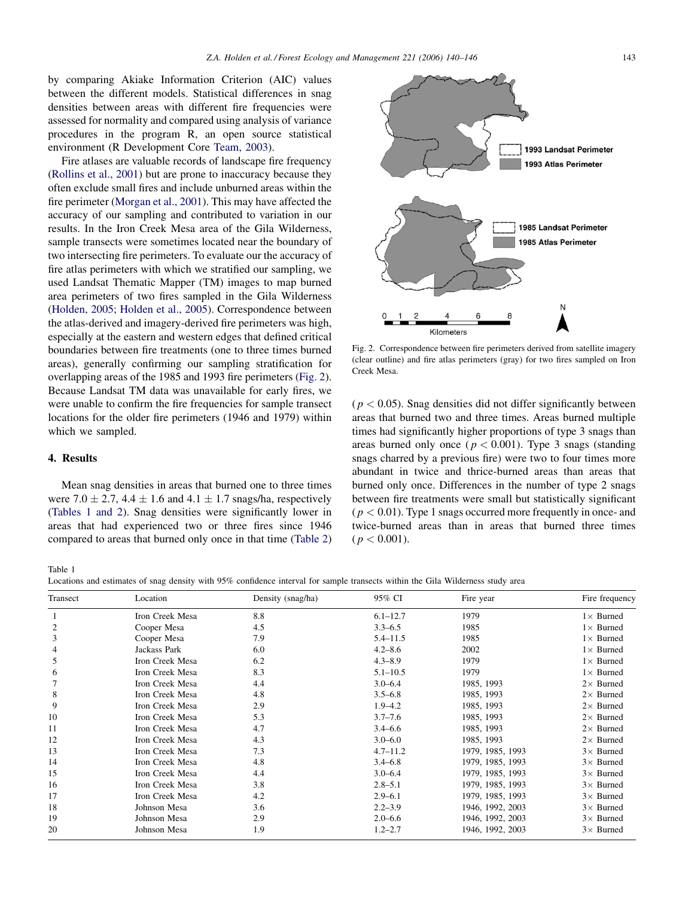by comparing Akiake Information Criterion (AIC) values between the different models. Statistical differences in snag densities between areas with different fire frequencies were assessed for normality and compared using analysis of variance procedures in the program R, an open source statistical environment (R Development Core Team, 2003).

Fire atlases are valuable records of landscape fire frequency (Rollins et al., 2001) but are prone to inaccuracy because they often exclude small fires and include unburned areas within the fire perimeter (Morgan et al., 2001). This may have affected the accuracy of our sampling and contributed to variation in our results. In the Iron Creek Mesa area of the Gila Wilderness, sample transects were sometimes located near the boundary of two intersecting fire perimeters. To evaluate our the accuracy of fire atlas perimeters with which we stratified our sampling, we used Landsat Thematic Mapper (TM) images to map burned area perimeters of two fires sampled in the Gila Wilderness (Holden, 2005; Holden et al., 2005). Correspondence between the atlas-derived and imagery-derived fire perimeters was high, especially at the eastern and western edges that defined critical boundaries between fire treatments (one to three times burned areas), generally confirming our sampling stratification for overlapping areas of the 1985 and 1993 fire perimeters (Fig. 2). Because Landsat TM data was unavailable for early fires, we were unable to confirm the fire frequencies for sample transect locations for the older fire perimeters (1946 and 1979) within which we sampled.

Fig. 2. Correspondence between fire perimeters derived from satellite imagery (clear outline) and fire atlas perimeters (gray) for two fires sampled on Iron Creek Mesa.

## 4. Results

Mean snag densities in areas that burned one to three times were $7.0 \pm 2.7$, $4.4 \pm 1.6$ and $4.1 \pm 1.7$ snags/ha, respectively (Tables 1 and 2). Snag densities were significantly lower in areas that had experienced two or three fires since 1946 compared to areas that burned only once in that time (Table 2) ($p < 0.05$). Snag densities did not differ significantly between areas that burned two and three times. Areas burned multiple times had significantly higher proportions of type 3 snags than areas burned only once ($p < 0.001$). Type 3 snags (standing snags charred by a previous fire) were two to four times more abundant in twice and thrice-burned areas than areas that burned only once. Differences in the number of type 2 snags between fire treatments were small but statistically significant ($p < 0.01$). Type 1 snags occurred more frequently in once- and twice-burned areas than in areas that burned three times ($p < 0.001$).

Table 1
Locations and estimates of snag density with 95% confidence interval for sample transects within the Gila Wilderness study area

| Transect | Location | Density (snag/ha) | 95% CI | Fire year | Fire frequency |
|---|---|---|---|---|---|
| 1 | Iron Creek Mesa | 8.8 | 6.1–12.7 | 1979 | 1× Burned |
| 2 | Cooper Mesa | 4.5 | 3.3–6.5 | 1985 | 1× Burned |
| 3 | Cooper Mesa | 7.9 | 5.4–11.5 | 1985 | 1× Burned |
| 4 | Jackass Park | 6.0 | 4.2–8.6 | 2002 | 1× Burned |
| 5 | Iron Creek Mesa | 6.2 | 4.3–8.9 | 1979 | 1× Burned |
| 6 | Iron Creek Mesa | 8.3 | 5.1–10.5 | 1979 | 1× Burned |
| 7 | Iron Creek Mesa | 4.4 | 3.0–6.4 | 1985, 1993 | 2× Burned |
| 8 | Iron Creek Mesa | 4.8 | 3.5–6.8 | 1985, 1993 | 2× Burned |
| 9 | Iron Creek Mesa | 2.9 | 1.9–4.2 | 1985, 1993 | 2× Burned |
| 10 | Iron Creek Mesa | 5.3 | 3.7–7.6 | 1985, 1993 | 2× Burned |
| 11 | Iron Creek Mesa | 4.7 | 3.4–6.6 | 1985, 1993 | 2× Burned |
| 12 | Iron Creek Mesa | 4.3 | 3.0–6.0 | 1985, 1993 | 2× Burned |
| 13 | Iron Creek Mesa | 7.3 | 4.7–11.2 | 1979, 1985, 1993 | 3× Burned |
| 14 | Iron Creek Mesa | 4.8 | 3.4–6.8 | 1979, 1985, 1993 | 3× Burned |
| 15 | Iron Creek Mesa | 4.4 | 3.0–6.4 | 1979, 1985, 1993 | 3× Burned |
| 16 | Iron Creek Mesa | 3.8 | 2.8–5.1 | 1979, 1985, 1993 | 3× Burned |
| 17 | Iron Creek Mesa | 4.2 | 2.9–6.1 | 1979, 1985, 1993 | 3× Burned |
| 18 | Johnson Mesa | 3.6 | 2.2–3.9 | 1946, 1992, 2003 | 3× Burned |
| 19 | Johnson Mesa | 2.9 | 2.0–6.6 | 1946, 1992, 2003 | 3× Burned |
| 20 | Johnson Mesa | 1.9 | 1.2–2.7 | 1946, 1992, 2003 | 3× Burned |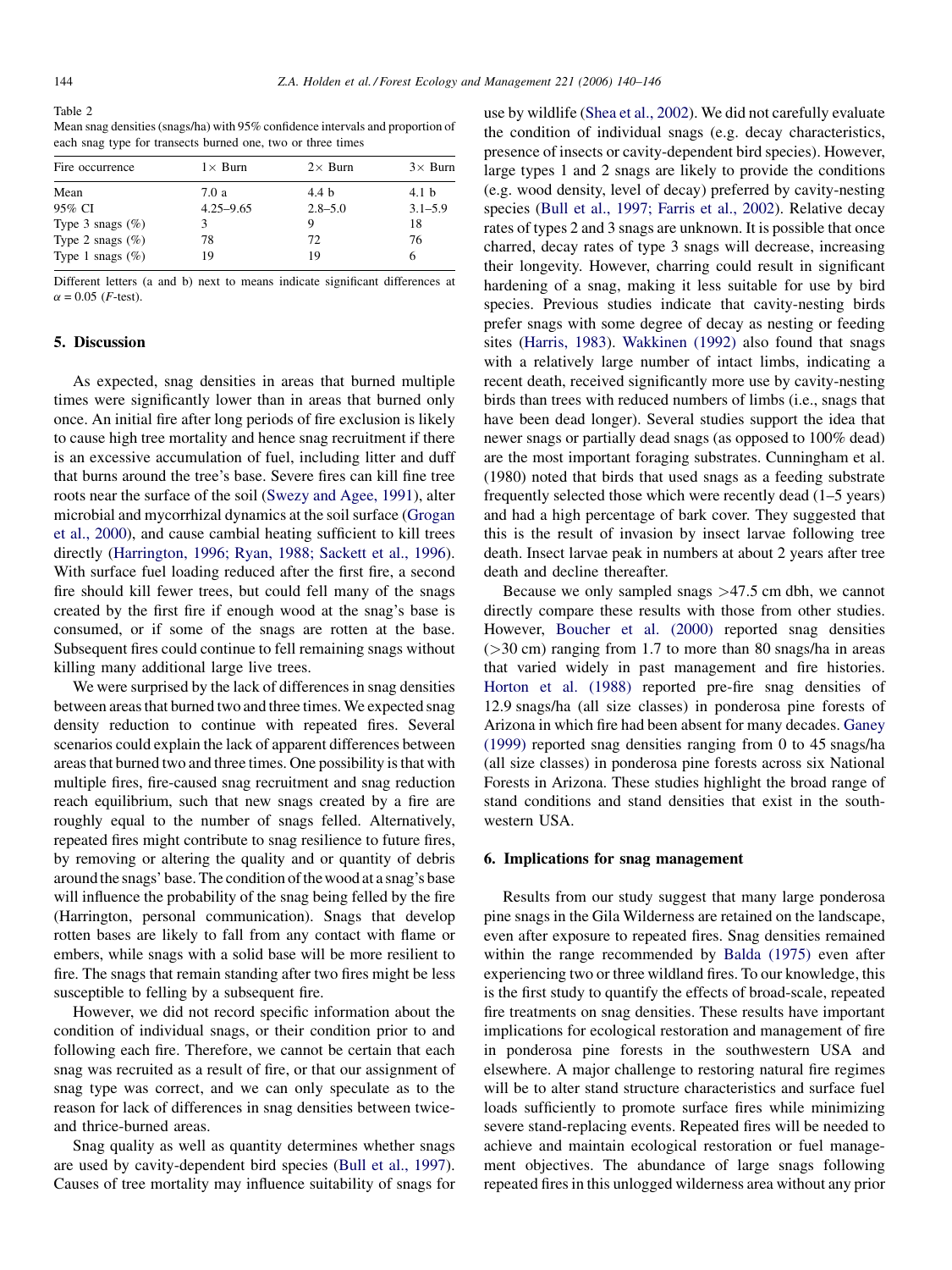Table 2
Mean snag densities (snags/ha) with 95% confidence intervals and proportion of each snag type for transects burned one, two or three times

| Fire occurrence | 1× Burn | 2× Burn | 3× Burn |
|---|---|---|---|
| Mean | 7.0 a | 4.4 b | 4.1 b |
| 95% CI | 4.25–9.65 | 2.8–5.0 | 3.1–5.9 |
| Type 3 snags (%) | 3 | 9 | 18 |
| Type 2 snags (%) | 78 | 72 | 76 |
| Type 1 snags (%) | 19 | 19 | 6 |

Different letters (a and b) next to means indicate significant differences at $\alpha = 0.05$ ($F$-test).

## 5. Discussion

As expected, snag densities in areas that burned multiple times were significantly lower than in areas that burned only once. An initial fire after long periods of fire exclusion is likely to cause high tree mortality and hence snag recruitment if there is an excessive accumulation of fuel, including litter and duff that burns around the tree's base. Severe fires can kill fine tree roots near the surface of the soil (Swezy and Agee, 1991), alter microbial and mycorrhizal dynamics at the soil surface (Grogan et al., 2000), and cause cambial heating sufficient to kill trees directly (Harrington, 1996; Ryan, 1988; Sackett et al., 1996). With surface fuel loading reduced after the first fire, a second fire should kill fewer trees, but could fell many of the snags created by the first fire if enough wood at the snag's base is consumed, or if some of the snags are rotten at the base. Subsequent fires could continue to fell remaining snags without killing many additional large live trees.

We were surprised by the lack of differences in snag densities between areas that burned two and three times. We expected snag density reduction to continue with repeated fires. Several scenarios could explain the lack of apparent differences between areas that burned two and three times. One possibility is that with multiple fires, fire-caused snag recruitment and snag reduction reach equilibrium, such that new snags created by a fire are roughly equal to the number of snags felled. Alternatively, repeated fires might contribute to snag resilience to future fires, by removing or altering the quality and or quantity of debris around the snags' base. The condition of the wood at a snag's base will influence the probability of the snag being felled by the fire (Harrington, personal communication). Snags that develop rotten bases are likely to fall from any contact with flame or embers, while snags with a solid base will be more resilient to fire. The snags that remain standing after two fires might be less susceptible to felling by a subsequent fire.

However, we did not record specific information about the condition of individual snags, or their condition prior to and following each fire. Therefore, we cannot be certain that each snag was recruited as a result of fire, or that our assignment of snag type was correct, and we can only speculate as to the reason for lack of differences in snag densities between twice- and thrice-burned areas.

Snag quality as well as quantity determines whether snags are used by cavity-dependent bird species (Bull et al., 1997). Causes of tree mortality may influence suitability of snags for use by wildlife (Shea et al., 2002). We did not carefully evaluate the condition of individual snags (e.g. decay characteristics, presence of insects or cavity-dependent bird species). However, large types 1 and 2 snags are likely to provide the conditions (e.g. wood density, level of decay) preferred by cavity-nesting species (Bull et al., 1997; Farris et al., 2002). Relative decay rates of types 2 and 3 snags are unknown. It is possible that once charred, decay rates of type 3 snags will decrease, increasing their longevity. However, charring could result in significant hardening of a snag, making it less suitable for use by bird species. Previous studies indicate that cavity-nesting birds prefer snags with some degree of decay as nesting or feeding sites (Harris, 1983). Wakkinen (1992) also found that snags with a relatively large number of intact limbs, indicating a recent death, received significantly more use by cavity-nesting birds than trees with reduced numbers of limbs (i.e., snags that have been dead longer). Several studies support the idea that newer snags or partially dead snags (as opposed to 100% dead) are the most important foraging substrates. Cunningham et al. (1980) noted that birds that used snags as a feeding substrate frequently selected those which were recently dead (1–5 years) and had a high percentage of bark cover. They suggested that this is the result of invasion by insect larvae following tree death. Insect larvae peak in numbers at about 2 years after tree death and decline thereafter.

Because we only sampled snags >47.5 cm dbh, we cannot directly compare these results with those from other studies. However, Boucher et al. (2000) reported snag densities (>30 cm) ranging from 1.7 to more than 80 snags/ha in areas that varied widely in past management and fire histories. Horton et al. (1988) reported pre-fire snag densities of 12.9 snags/ha (all size classes) in ponderosa pine forests of Arizona in which fire had been absent for many decades. Ganey (1999) reported snag densities ranging from 0 to 45 snags/ha (all size classes) in ponderosa pine forests across six National Forests in Arizona. These studies highlight the broad range of stand conditions and stand densities that exist in the southwestern USA.

## 6. Implications for snag management

Results from our study suggest that many large ponderosa pine snags in the Gila Wilderness are retained on the landscape, even after exposure to repeated fires. Snag densities remained within the range recommended by Balda (1975) even after experiencing two or three wildland fires. To our knowledge, this is the first study to quantify the effects of broad-scale, repeated fire treatments on snag densities. These results have important implications for ecological restoration and management of fire in ponderosa pine forests in the southwestern USA and elsewhere. A major challenge to restoring natural fire regimes will be to alter stand structure characteristics and surface fuel loads sufficiently to promote surface fires while minimizing severe stand-replacing events. Repeated fires will be needed to achieve and maintain ecological restoration or fuel management objectives. The abundance of large snags following repeated fires in this unlogged wilderness area without any prior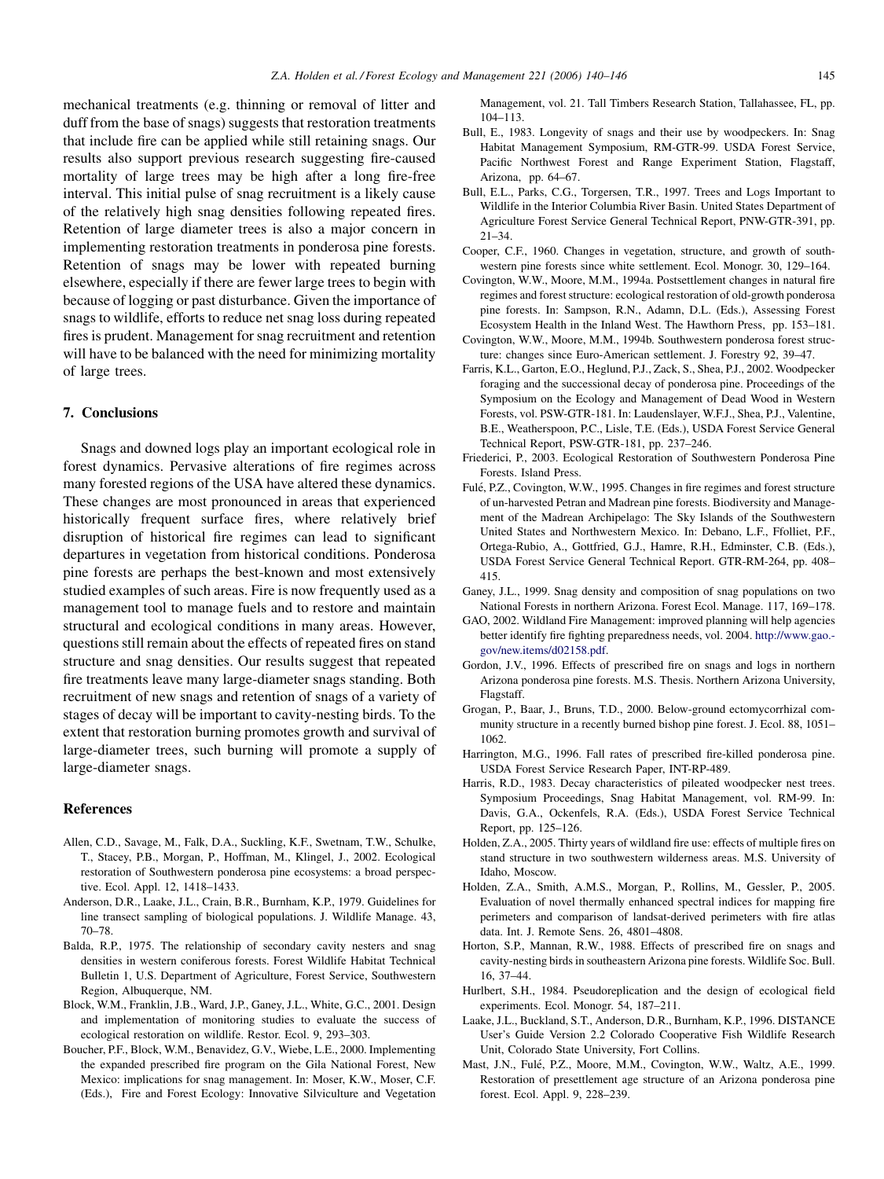mechanical treatments (e.g. thinning or removal of litter and duff from the base of snags) suggests that restoration treatments that include fire can be applied while still retaining snags. Our results also support previous research suggesting fire-caused mortality of large trees may be high after a long fire-free interval. This initial pulse of snag recruitment is a likely cause of the relatively high snag densities following repeated fires. Retention of large diameter trees is also a major concern in implementing restoration treatments in ponderosa pine forests. Retention of snags may be lower with repeated burning elsewhere, especially if there are fewer large trees to begin with because of logging or past disturbance. Given the importance of snags to wildlife, efforts to reduce net snag loss during repeated fires is prudent. Management for snag recruitment and retention will have to be balanced with the need for minimizing mortality of large trees.

## 7. Conclusions

Snags and downed logs play an important ecological role in forest dynamics. Pervasive alterations of fire regimes across many forested regions of the USA have altered these dynamics. These changes are most pronounced in areas that experienced historically frequent surface fires, where relatively brief disruption of historical fire regimes can lead to significant departures in vegetation from historical conditions. Ponderosa pine forests are perhaps the best-known and most extensively studied examples of such areas. Fire is now frequently used as a management tool to manage fuels and to restore and maintain structural and ecological conditions in many areas. However, questions still remain about the effects of repeated fires on stand structure and snag densities. Our results suggest that repeated fire treatments leave many large-diameter snags standing. Both recruitment of new snags and retention of snags of a variety of stages of decay will be important to cavity-nesting birds. To the extent that restoration burning promotes growth and survival of large-diameter trees, such burning will promote a supply of large-diameter snags.

## References

Allen, C.D., Savage, M., Falk, D.A., Suckling, K.F., Swetnam, T.W., Schulke, T., Stacey, P.B., Morgan, P., Hoffman, M., Klingel, J., 2002. Ecological restoration of Southwestern ponderosa pine ecosystems: a broad perspective. Ecol. Appl. 12, 1418–1433.

Anderson, D.R., Laake, J.L., Crain, B.R., Burnham, K.P., 1979. Guidelines for line transect sampling of biological populations. J. Wildlife Manage. 43, 70–78.

Balda, R.P., 1975. The relationship of secondary cavity nesters and snag densities in western coniferous forests. Forest Wildlife Habitat Technical Bulletin 1, U.S. Department of Agriculture, Forest Service, Southwestern Region, Albuquerque, NM.

Block, W.M., Franklin, J.B., Ward, J.P., Ganey, J.L., White, G.C., 2001. Design and implementation of monitoring studies to evaluate the success of ecological restoration on wildlife. Restor. Ecol. 9, 293–303.

Boucher, P.F., Block, W.M., Benavidez, G.V., Wiebe, L.E., 2000. Implementing the expanded prescribed fire program on the Gila National Forest, New Mexico: implications for snag management. In: Moser, K.W., Moser, C.F. (Eds.), Fire and Forest Ecology: Innovative Silviculture and Vegetation Management, vol. 21. Tall Timbers Research Station, Tallahassee, FL, pp. 104–113.

Bull, E., 1983. Longevity of snags and their use by woodpeckers. In: Snag Habitat Management Symposium, RM-GTR-99. USDA Forest Service, Pacific Northwest Forest and Range Experiment Station, Flagstaff, Arizona, pp. 64–67.

Bull, E.L., Parks, C.G., Torgersen, T.R., 1997. Trees and Logs Important to Wildlife in the Interior Columbia River Basin. United States Department of Agriculture Forest Service General Technical Report, PNW-GTR-391, pp. 21–34.

Cooper, C.F., 1960. Changes in vegetation, structure, and growth of southwestern pine forests since white settlement. Ecol. Monogr. 30, 129–164.

Covington, W.W., Moore, M.M., 1994a. Postsettlement changes in natural fire regimes and forest structure: ecological restoration of old-growth ponderosa pine forests. In: Sampson, R.N., Adamn, D.L. (Eds.), Assessing Forest Ecosystem Health in the Inland West. The Hawthorn Press, pp. 153–181.

Covington, W.W., Moore, M.M., 1994b. Southwestern ponderosa forest structure: changes since Euro-American settlement. J. Forestry 92, 39–47.

Farris, K.L., Garton, E.O., Heglund, P.J., Zack, S., Shea, P.J., 2002. Woodpecker foraging and the successional decay of ponderosa pine. Proceedings of the Symposium on the Ecology and Management of Dead Wood in Western Forests, vol. PSW-GTR-181. In: Laudenslayer, W.F.J., Shea, P.J., Valentine, B.E., Weatherspoon, P.C., Lisle, T.E. (Eds.), USDA Forest Service General Technical Report, PSW-GTR-181, pp. 237–246.

Friederici, P., 2003. Ecological Restoration of Southwestern Ponderosa Pine Forests. Island Press.

Fulé, P.Z., Covington, W.W., 1995. Changes in fire regimes and forest structure of un-harvested Petran and Madrean pine forests. Biodiversity and Management of the Madrean Archipelago: The Sky Islands of the Southwestern United States and Northwestern Mexico. In: Debano, L.F., Ffolliet, P.F., Ortega-Rubio, A., Gottfried, G.J., Hamre, R.H., Edminster, C.B. (Eds.), USDA Forest Service General Technical Report. GTR-RM-264, pp. 408–415.

Ganey, J.L., 1999. Snag density and composition of snag populations on two National Forests in northern Arizona. Forest Ecol. Manage. 117, 169–178.

GAO, 2002. Wildland Fire Management: improved planning will help agencies better identify fire fighting preparedness needs, vol. 2004. http://www.gao.gov/new.items/d02158.pdf.

Gordon, J.V., 1996. Effects of prescribed fire on snags and logs in northern Arizona ponderosa pine forests. M.S. Thesis. Northern Arizona University, Flagstaff.

Grogan, P., Baar, J., Bruns, T.D., 2000. Below-ground ectomycorrhizal community structure in a recently burned bishop pine forest. J. Ecol. 88, 1051–1062.

Harrington, M.G., 1996. Fall rates of prescribed fire-killed ponderosa pine. USDA Forest Service Research Paper, INT-RP-489.

Harris, R.D., 1983. Decay characteristics of pileated woodpecker nest trees. Symposium Proceedings, Snag Habitat Management, vol. RM-99. In: Davis, G.A., Ockenfels, R.A. (Eds.), USDA Forest Service Technical Report, pp. 125–126.

Holden, Z.A., 2005. Thirty years of wildland fire use: effects of multiple fires on stand structure in two southwestern wilderness areas. M.S. University of Idaho, Moscow.

Holden, Z.A., Smith, A.M.S., Morgan, P., Rollins, M., Gessler, P., 2005. Evaluation of novel thermally enhanced spectral indices for mapping fire perimeters and comparison of landsat-derived perimeters with fire atlas data. Int. J. Remote Sens. 26, 4801–4808.

Horton, S.P., Mannan, R.W., 1988. Effects of prescribed fire on snags and cavity-nesting birds in southeastern Arizona pine forests. Wildlife Soc. Bull. 16, 37–44.

Hurlbert, S.H., 1984. Pseudoreplication and the design of ecological field experiments. Ecol. Monogr. 54, 187–211.

Laake, J.L., Buckland, S.T., Anderson, D.R., Burnham, K.P., 1996. DISTANCE User's Guide Version 2.2 Colorado Cooperative Fish Wildlife Research Unit, Colorado State University, Fort Collins.

Mast, J.N., Fulé, P.Z., Moore, M.M., Covington, W.W., Waltz, A.E., 1999. Restoration of presettlement age structure of an Arizona ponderosa pine forest. Ecol. Appl. 9, 228–239.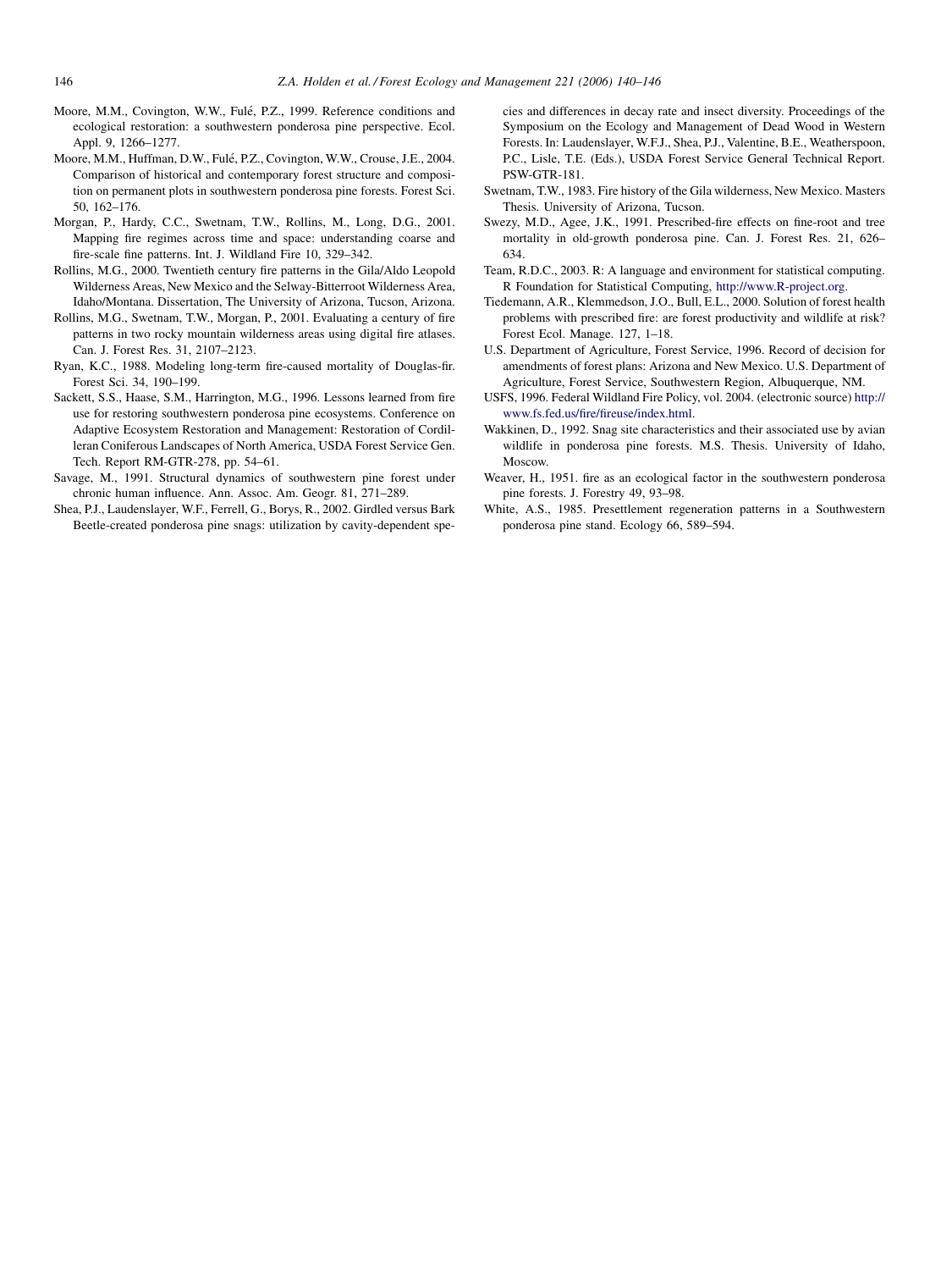Moore, M.M., Covington, W.W., Fulé, P.Z., 1999. Reference conditions and ecological restoration: a southwestern ponderosa pine perspective. Ecol. Appl. 9, 1266–1277.

Moore, M.M., Huffman, D.W., Fulé, P.Z., Covington, W.W., Crouse, J.E., 2004. Comparison of historical and contemporary forest structure and composition on permanent plots in southwestern ponderosa pine forests. Forest Sci. 50, 162–176.

Morgan, P., Hardy, C.C., Swetnam, T.W., Rollins, M., Long, D.G., 2001. Mapping fire regimes across time and space: understanding coarse and fire-scale fine patterns. Int. J. Wildland Fire 10, 329–342.

Rollins, M.G., 2000. Twentieth century fire patterns in the Gila/Aldo Leopold Wilderness Areas, New Mexico and the Selway-Bitterroot Wilderness Area, Idaho/Montana. Dissertation, The University of Arizona, Tucson, Arizona.

Rollins, M.G., Swetnam, T.W., Morgan, P., 2001. Evaluating a century of fire patterns in two rocky mountain wilderness areas using digital fire atlases. Can. J. Forest Res. 31, 2107–2123.

Ryan, K.C., 1988. Modeling long-term fire-caused mortality of Douglas-fir. Forest Sci. 34, 190–199.

Sackett, S.S., Haase, S.M., Harrington, M.G., 1996. Lessons learned from fire use for restoring southwestern ponderosa pine ecosystems. Conference on Adaptive Ecosystem Restoration and Management: Restoration of Cordilleran Coniferous Landscapes of North America, USDA Forest Service Gen. Tech. Report RM-GTR-278, pp. 54–61.

Savage, M., 1991. Structural dynamics of southwestern pine forest under chronic human influence. Ann. Assoc. Am. Geogr. 81, 271–289.

Shea, P.J., Laudenslayer, W.F., Ferrell, G., Borys, R., 2002. Girdled versus Bark Beetle-created ponderosa pine snags: utilization by cavity-dependent species and differences in decay rate and insect diversity. Proceedings of the Symposium on the Ecology and Management of Dead Wood in Western Forests. In: Laudenslayer, W.F.J., Shea, P.J., Valentine, B.E., Weatherspoon, P.C., Lisle, T.E. (Eds.), USDA Forest Service General Technical Report. PSW-GTR-181.

Swetnam, T.W., 1983. Fire history of the Gila wilderness, New Mexico. Masters Thesis. University of Arizona, Tucson.

Swezy, M.D., Agee, J.K., 1991. Prescribed-fire effects on fine-root and tree mortality in old-growth ponderosa pine. Can. J. Forest Res. 21, 626–634.

Team, R.D.C., 2003. R: A language and environment for statistical computing. R Foundation for Statistical Computing, http://www.R-project.org.

Tiedemann, A.R., Klemmedson, J.O., Bull, E.L., 2000. Solution of forest health problems with prescribed fire: are forest productivity and wildlife at risk? Forest Ecol. Manage. 127, 1–18.

U.S. Department of Agriculture, Forest Service, 1996. Record of decision for amendments of forest plans: Arizona and New Mexico. U.S. Department of Agriculture, Forest Service, Southwestern Region, Albuquerque, NM.

USFS, 1996. Federal Wildland Fire Policy, vol. 2004. (electronic source) http://www.fs.fed.us/fire/fireuse/index.html.

Wakkinen, D., 1992. Snag site characteristics and their associated use by avian wildlife in ponderosa pine forests. M.S. Thesis. University of Idaho, Moscow.

Weaver, H., 1951. fire as an ecological factor in the southwestern ponderosa pine forests. J. Forestry 49, 93–98.

White, A.S., 1985. Presettlement regeneration patterns in a Southwestern ponderosa pine stand. Ecology 66, 589–594.